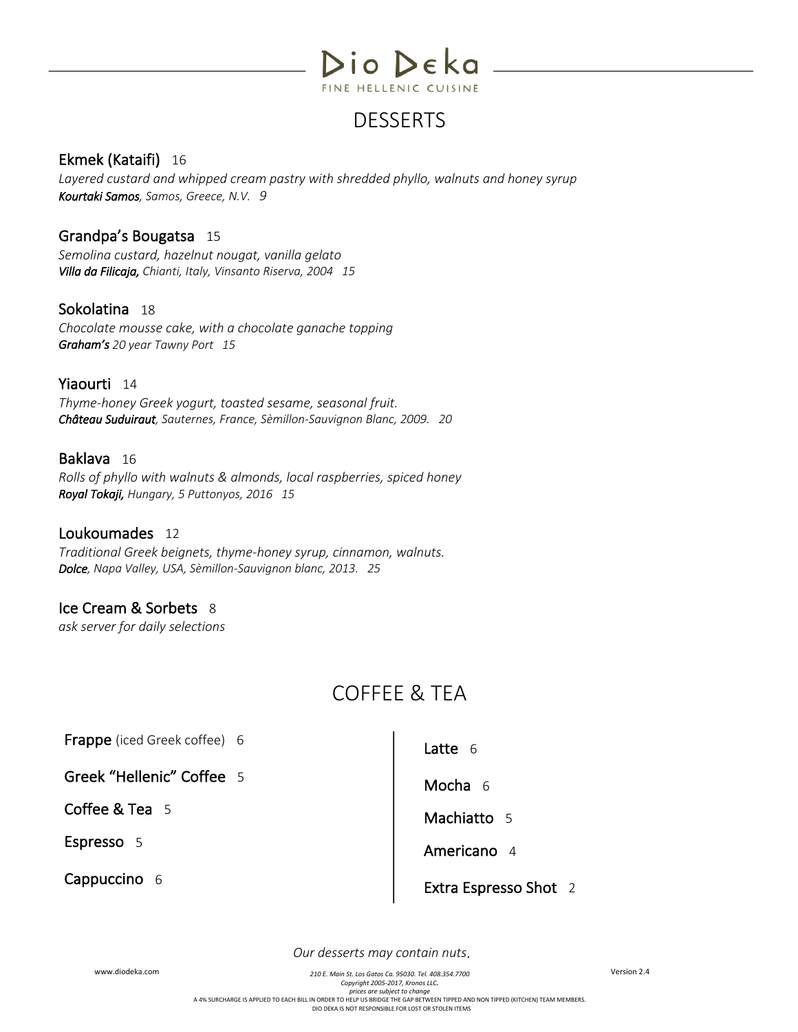# Dio Deka

FINE HELLENIC CUISINE

## DESSERTS

### Ekmek (Kataifi) 16

*Layered custard and whipped cream pastry with shredded phyllo, walnuts and honey syrup*
***Kourtaki Samos**, Samos, Greece, N.V. 9*

### Grandpa's Bougatsa 15

*Semolina custard, hazelnut nougat, vanilla gelato*
***Villa da Filicaja,** Chianti, Italy, Vinsanto Riserva, 2004 15*

### Sokolatina 18

*Chocolate mousse cake, with a chocolate ganache topping*
***Graham's** 20 year Tawny Port 15*

### Yiaourti 14

*Thyme-honey Greek yogurt, toasted sesame, seasonal fruit.*
***Château Suduiraut**, Sauternes, France, Sèmillon-Sauvignon Blanc, 2009. 20*

### Baklava 16

*Rolls of phyllo with walnuts & almonds, local raspberries, spiced honey*
***Royal Tokaji,** Hungary, 5 Puttonyos, 2016 15*

### Loukoumades 12

*Traditional Greek beignets, thyme-honey syrup, cinnamon, walnuts.*
***Dolce**, Napa Valley, USA, Sèmillon-Sauvignon blanc, 2013. 25*

### Ice Cream & Sorbets 8

*ask server for daily selections*

## COFFEE & TEA

**Frappe** (iced Greek coffee) 6

**Greek "Hellenic" Coffee** 5

**Coffee & Tea** 5

**Espresso** 5

**Cappuccino** 6

**Latte** 6

**Mocha** 6

**Machiatto** 5

**Americano** 4

**Extra Espresso Shot** 2

*Our desserts may contain nuts.*

www.diodeka.com

*210 E. Main St. Los Gatos Ca. 95030. Tel. 408.354.7700*
*Copyright 2005-2017, Kronos LLC.*
*prices are subject to change*

A 4% SURCHARGE IS APPLIED TO EACH BILL IN ORDER TO HELP US BRIDGE THE GAP BETWEEN TIPPED AND NON TIPPED (KITCHEN) TEAM MEMBERS.
DIO DEKA IS NOT RESPONSIBLE FOR LOST OR STOLEN ITEMS

Version 2.4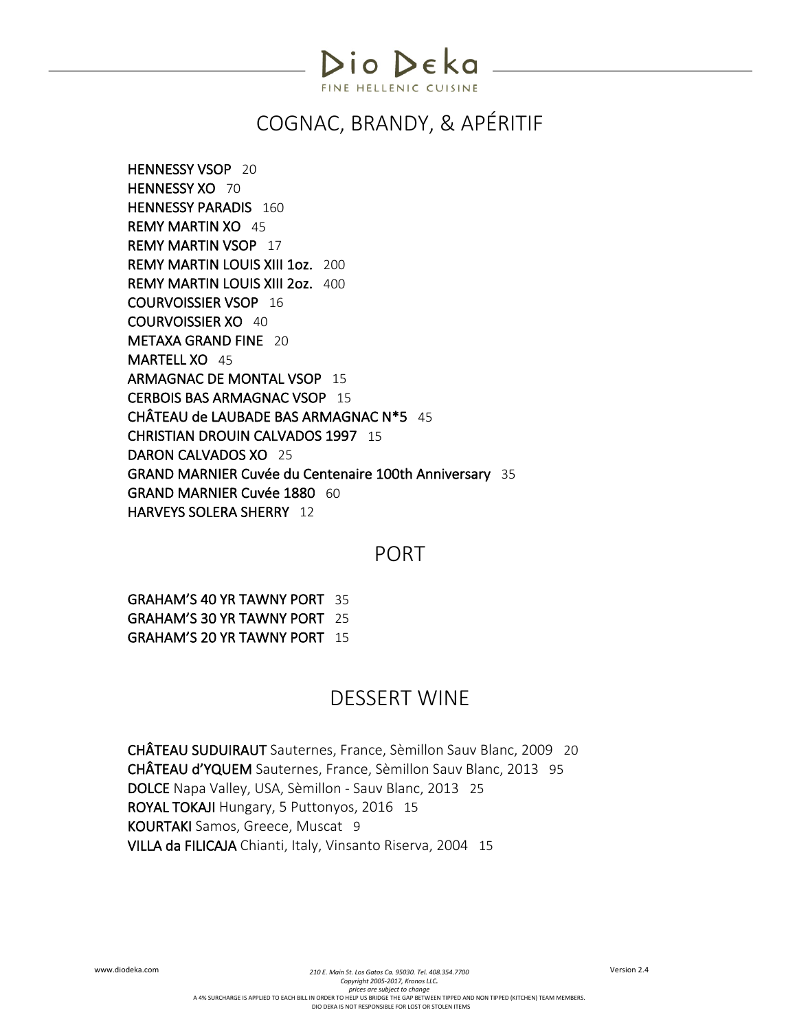# Dio Deka

FINE HELLENIC CUISINE

## COGNAC, BRANDY, & APÉRITIF

**HENNESSY VSOP** 20
**HENNESSY XO** 70
**HENNESSY PARADIS** 160
**REMY MARTIN XO** 45
**REMY MARTIN VSOP** 17
**REMY MARTIN LOUIS XIII 1oz.** 200
**REMY MARTIN LOUIS XIII 2oz.** 400
**COURVOISSIER VSOP** 16
**COURVOISSIER XO** 40
**METAXA GRAND FINE** 20
**MARTELL XO** 45
**ARMAGNAC DE MONTAL VSOP** 15
**CERBOIS BAS ARMAGNAC VSOP** 15
**CHÂTEAU de LAUBADE BAS ARMAGNAC N*5** 45
**CHRISTIAN DROUIN CALVADOS 1997** 15
**DARON CALVADOS XO** 25
**GRAND MARNIER Cuvée du Centenaire 100th Anniversary** 35
**GRAND MARNIER Cuvée 1880** 60
**HARVEYS SOLERA SHERRY** 12

## PORT

**GRAHAM'S 40 YR TAWNY PORT** 35
**GRAHAM'S 30 YR TAWNY PORT** 25
**GRAHAM'S 20 YR TAWNY PORT** 15

## DESSERT WINE

**CHÂTEAU SUDUIRAUT** Sauternes, France, Sèmillon Sauv Blanc, 2009 20
**CHÂTEAU d'YQUEM** Sauternes, France, Sèmillon Sauv Blanc, 2013 95
**DOLCE** Napa Valley, USA, Sèmillon - Sauv Blanc, 2013 25
**ROYAL TOKAJI** Hungary, 5 Puttonyos, 2016 15
**KOURTAKI** Samos, Greece, Muscat 9
**VILLA da FILICAJA** Chianti, Italy, Vinsanto Riserva, 2004 15

www.diodeka.com

*210 E. Main St. Los Gatos Ca. 95030. Tel. 408.354.7700*
*Copyright 2005-2017, Kronos LLC.*
*prices are subject to change*
A 4% SURCHARGE IS APPLIED TO EACH BILL IN ORDER TO HELP US BRIDGE THE GAP BETWEEN TIPPED AND NON TIPPED (KITCHEN) TEAM MEMBERS.
DIO DEKA IS NOT RESPONSIBLE FOR LOST OR STOLEN ITEMS

Version 2.4